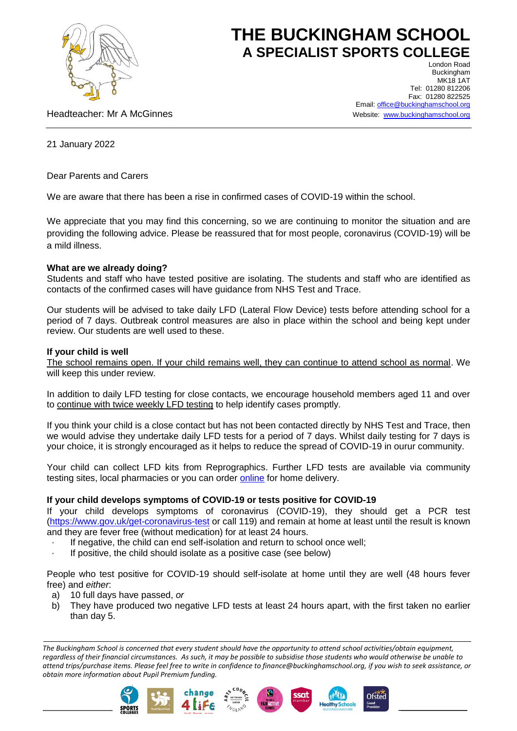# THE BUCKINGHAM SCHOOL
## A SPECIALIST SPORTS COLLEGE

London Road
Buckingham
MK18 1AT
Tel: 01280 812206
Fax: 01280 822525
Email: office@buckinghamschool.org
Website: www.buckinghamschool.org

Headteacher: Mr A McGinnes

21 January 2022

Dear Parents and Carers

We are aware that there has been a rise in confirmed cases of COVID-19 within the school.

We appreciate that you may find this concerning, so we are continuing to monitor the situation and are providing the following advice. Please be reassured that for most people, coronavirus (COVID-19) will be a mild illness.

**What are we already doing?**

Students and staff who have tested positive are isolating. The students and staff who are identified as contacts of the confirmed cases will have guidance from NHS Test and Trace.

Our students will be advised to take daily LFD (Lateral Flow Device) tests before attending school for a period of 7 days. Outbreak control measures are also in place within the school and being kept under review. Our students are well used to these.

**If your child is well**

The school remains open. If your child remains well, they can continue to attend school as normal. We will keep this under review.

In addition to daily LFD testing for close contacts, we encourage household members aged 11 and over to continue with twice weekly LFD testing to help identify cases promptly.

If you think your child is a close contact but has not been contacted directly by NHS Test and Trace, then we would advise they undertake daily LFD tests for a period of 7 days. Whilst daily testing for 7 days is your choice, it is strongly encouraged as it helps to reduce the spread of COVID-19 in ourur community.

Your child can collect LFD kits from Reprographics. Further LFD tests are available via community testing sites, local pharmacies or you can order online for home delivery.

**If your child develops symptoms of COVID-19 or tests positive for COVID-19**

If your child develops symptoms of coronavirus (COVID-19), they should get a PCR test (https://www.gov.uk/get-coronavirus-test or call 119) and remain at home at least until the result is known and they are fever free (without medication) for at least 24 hours.

- If negative, the child can end self-isolation and return to school once well;
- If positive, the child should isolate as a positive case (see below)

People who test positive for COVID-19 should self-isolate at home until they are well (48 hours fever free) and *either*:

a) 10 full days have passed, *or*
b) They have produced two negative LFD tests at least 24 hours apart, with the first taken no earlier than day 5.

*The Buckingham School is concerned that every student should have the opportunity to attend school activities/obtain equipment, regardless of their financial circumstances. As such, it may be possible to subsidise those students who would otherwise be unable to attend trips/purchase items. Please feel free to write in confidence to finance@buckinghamschool.org, if you wish to seek assistance, or obtain more information about Pupil Premium funding.*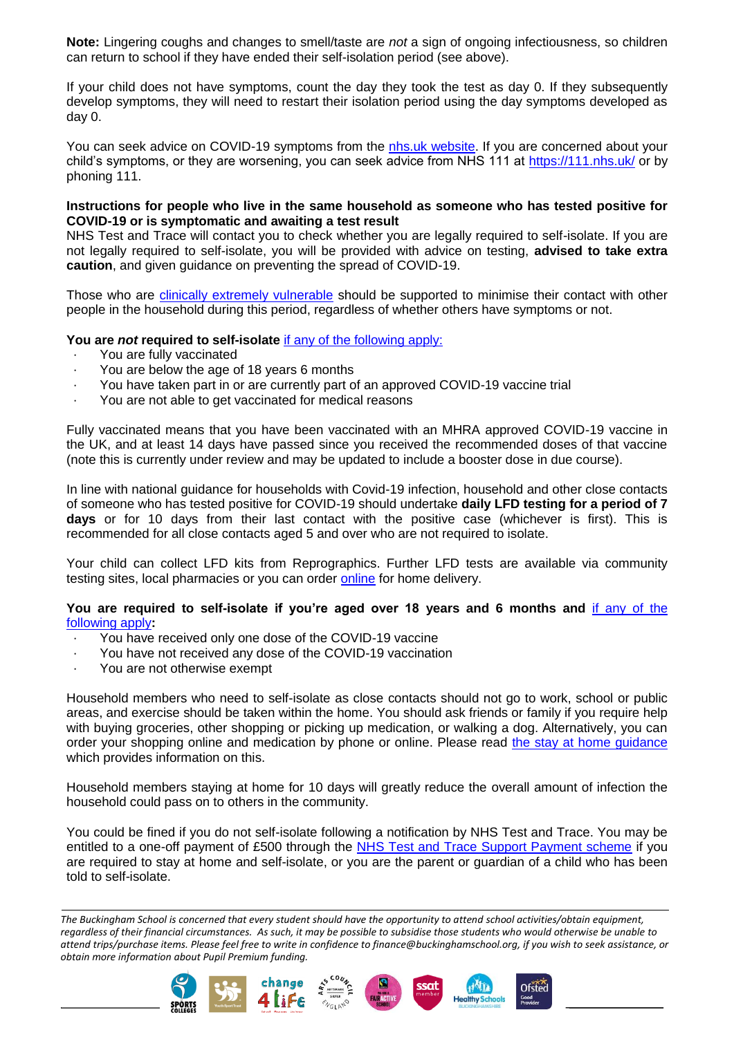**Note:** Lingering coughs and changes to smell/taste are *not* a sign of ongoing infectiousness, so children can return to school if they have ended their self-isolation period (see above).

If your child does not have symptoms, count the day they took the test as day 0. If they subsequently develop symptoms, they will need to restart their isolation period using the day symptoms developed as day 0.

You can seek advice on COVID-19 symptoms from the nhs.uk website. If you are concerned about your child's symptoms, or they are worsening, you can seek advice from NHS 111 at https://111.nhs.uk/ or by phoning 111.

**Instructions for people who live in the same household as someone who has tested positive for COVID-19 or is symptomatic and awaiting a test result**

NHS Test and Trace will contact you to check whether you are legally required to self-isolate. If you are not legally required to self-isolate, you will be provided with advice on testing, **advised to take extra caution**, and given guidance on preventing the spread of COVID-19.

Those who are clinically extremely vulnerable should be supported to minimise their contact with other people in the household during this period, regardless of whether others have symptoms or not.

**You are *not* required to self-isolate** if any of the following apply:

- You are fully vaccinated
- You are below the age of 18 years 6 months
- You have taken part in or are currently part of an approved COVID-19 vaccine trial
- You are not able to get vaccinated for medical reasons

Fully vaccinated means that you have been vaccinated with an MHRA approved COVID-19 vaccine in the UK, and at least 14 days have passed since you received the recommended doses of that vaccine (note this is currently under review and may be updated to include a booster dose in due course).

In line with national guidance for households with Covid-19 infection, household and other close contacts of someone who has tested positive for COVID-19 should undertake **daily LFD testing for a period of 7 days** or for 10 days from their last contact with the positive case (whichever is first). This is recommended for all close contacts aged 5 and over who are not required to isolate.

Your child can collect LFD kits from Reprographics. Further LFD tests are available via community testing sites, local pharmacies or you can order online for home delivery.

**You are required to self-isolate if you're aged over 18 years and 6 months and** if any of the following apply**:**

- You have received only one dose of the COVID-19 vaccine
- You have not received any dose of the COVID-19 vaccination
- You are not otherwise exempt

Household members who need to self-isolate as close contacts should not go to work, school or public areas, and exercise should be taken within the home. You should ask friends or family if you require help with buying groceries, other shopping or picking up medication, or walking a dog. Alternatively, you can order your shopping online and medication by phone or online. Please read the stay at home guidance which provides information on this.

Household members staying at home for 10 days will greatly reduce the overall amount of infection the household could pass on to others in the community.

You could be fined if you do not self-isolate following a notification by NHS Test and Trace. You may be entitled to a one-off payment of £500 through the NHS Test and Trace Support Payment scheme if you are required to stay at home and self-isolate, or you are the parent or guardian of a child who has been told to self-isolate.

*The Buckingham School is concerned that every student should have the opportunity to attend school activities/obtain equipment, regardless of their financial circumstances. As such, it may be possible to subsidise those students who would otherwise be unable to attend trips/purchase items. Please feel free to write in confidence to finance@buckinghamschool.org, if you wish to seek assistance, or obtain more information about Pupil Premium funding.*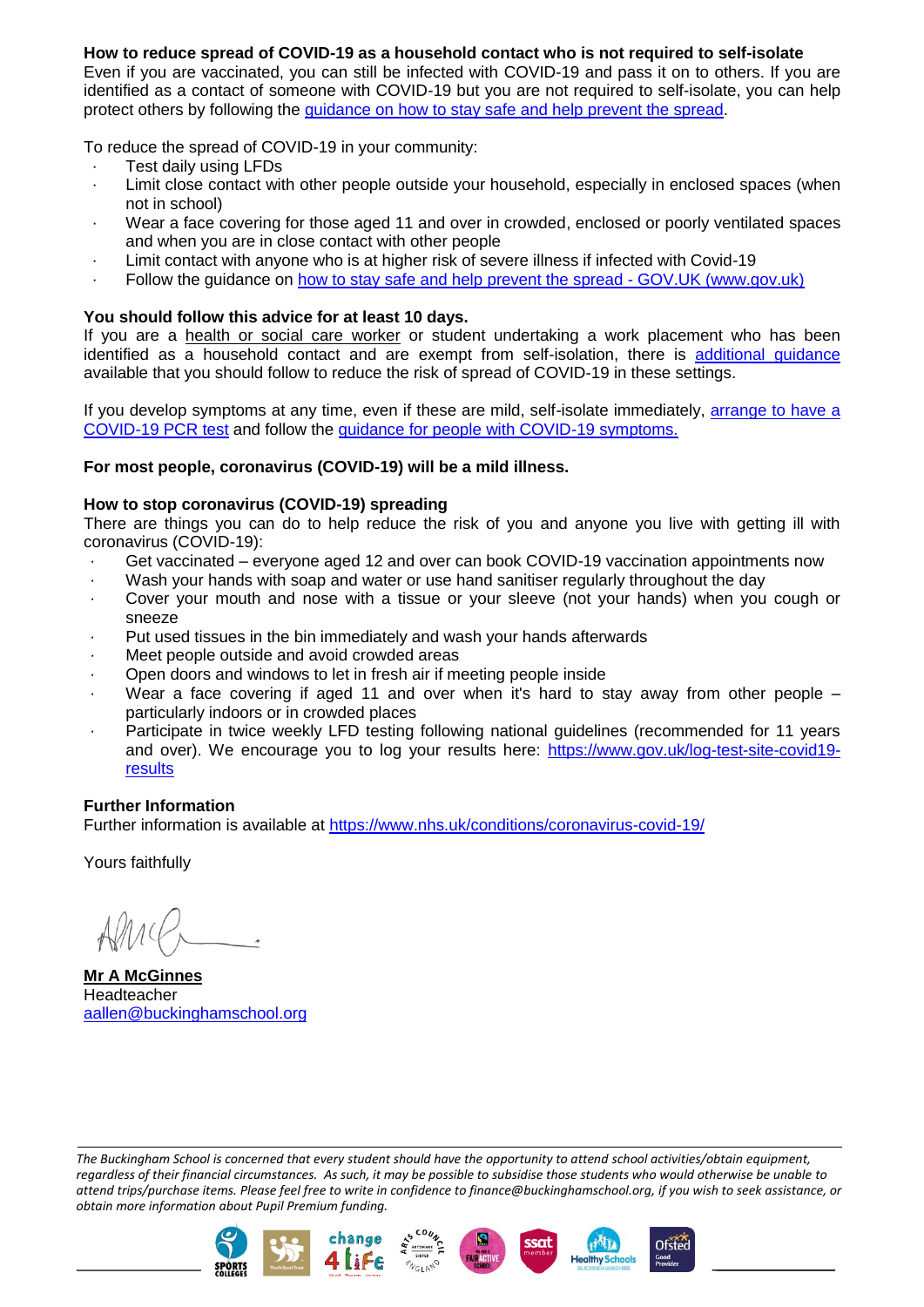**How to reduce spread of COVID-19 as a household contact who is not required to self-isolate**
Even if you are vaccinated, you can still be infected with COVID-19 and pass it on to others. If you are identified as a contact of someone with COVID-19 but you are not required to self-isolate, you can help protect others by following the guidance on how to stay safe and help prevent the spread.

To reduce the spread of COVID-19 in your community:

- Test daily using LFDs
- Limit close contact with other people outside your household, especially in enclosed spaces (when not in school)
- Wear a face covering for those aged 11 and over in crowded, enclosed or poorly ventilated spaces and when you are in close contact with other people
- Limit contact with anyone who is at higher risk of severe illness if infected with Covid-19
- Follow the guidance on how to stay safe and help prevent the spread - GOV.UK (www.gov.uk)

**You should follow this advice for at least 10 days.**
If you are a health or social care worker or student undertaking a work placement who has been identified as a household contact and are exempt from self-isolation, there is additional guidance available that you should follow to reduce the risk of spread of COVID-19 in these settings.

If you develop symptoms at any time, even if these are mild, self-isolate immediately, arrange to have a COVID-19 PCR test and follow the guidance for people with COVID-19 symptoms.

**For most people, coronavirus (COVID-19) will be a mild illness.**

**How to stop coronavirus (COVID-19) spreading**
There are things you can do to help reduce the risk of you and anyone you live with getting ill with coronavirus (COVID-19):

- Get vaccinated – everyone aged 12 and over can book COVID-19 vaccination appointments now
- Wash your hands with soap and water or use hand sanitiser regularly throughout the day
- Cover your mouth and nose with a tissue or your sleeve (not your hands) when you cough or sneeze
- Put used tissues in the bin immediately and wash your hands afterwards
- Meet people outside and avoid crowded areas
- Open doors and windows to let in fresh air if meeting people inside
- Wear a face covering if aged 11 and over when it's hard to stay away from other people – particularly indoors or in crowded places
- Participate in twice weekly LFD testing following national guidelines (recommended for 11 years and over). We encourage you to log your results here: https://www.gov.uk/log-test-site-covid19-results

**Further Information**
Further information is available at https://www.nhs.uk/conditions/coronavirus-covid-19/

Yours faithfully

**Mr A McGinnes**
Headteacher
aallen@buckinghamschool.org

*The Buckingham School is concerned that every student should have the opportunity to attend school activities/obtain equipment, regardless of their financial circumstances. As such, it may be possible to subsidise those students who would otherwise be unable to attend trips/purchase items. Please feel free to write in confidence to finance@buckinghamschool.org, if you wish to seek assistance, or obtain more information about Pupil Premium funding.*